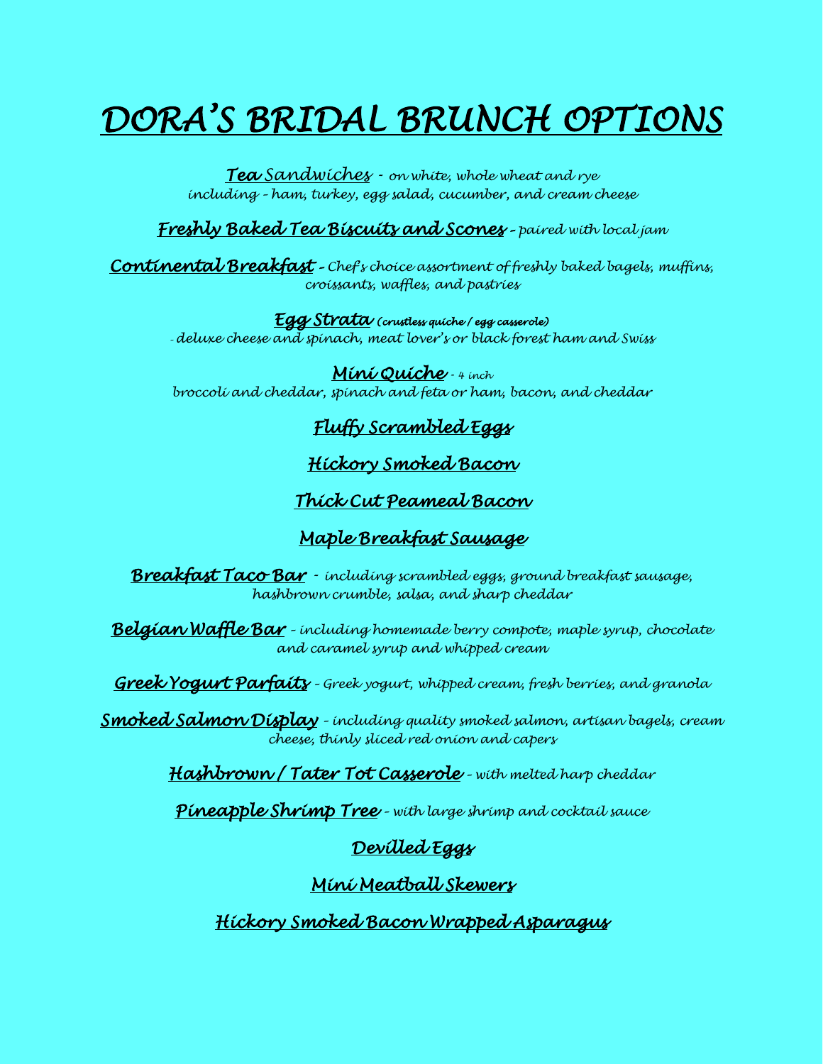# DORA'S BRIDAL BRUNCH OPTIONS

***Tea Sandwiches*** - *on white, whole wheat and rye including – ham, turkey, egg salad, cucumber, and cream cheese*

***Freshly Baked Tea Biscuits and Scones*** *– paired with local jam*

***Continental Breakfast*** *– Chef's choice assortment of freshly baked bagels, muffins, croissants, waffles, and pastries*

***Egg Strata*** *(crustless quiche / egg casserole)*
*- deluxe cheese and spinach, meat lover's or black forest ham and Swiss*

***Mini Quiche*** *- 4 inch*
*broccoli and cheddar, spinach and feta or ham, bacon, and cheddar*

***Fluffy Scrambled Eggs***

***Hickory Smoked Bacon***

***Thick Cut Peameal Bacon***

***Maple Breakfast Sausage***

***Breakfast Taco Bar*** - *including scrambled eggs, ground breakfast sausage, hashbrown crumble, salsa, and sharp cheddar*

***Belgian Waffle Bar*** *– including homemade berry compote, maple syrup, chocolate and caramel syrup and whipped cream*

***Greek Yogurt Parfaits*** *– Greek yogurt, whipped cream, fresh berries, and granola*

***Smoked Salmon Display*** *– including quality smoked salmon, artisan bagels, cream cheese, thinly sliced red onion and capers*

***Hashbrown / Tater Tot Casserole*** *– with melted harp cheddar*

***Pineapple Shrimp Tree*** *– with large shrimp and cocktail sauce*

***Devilled Eggs***

***Mini Meatball Skewers***

***Hickory Smoked Bacon Wrapped Asparagus***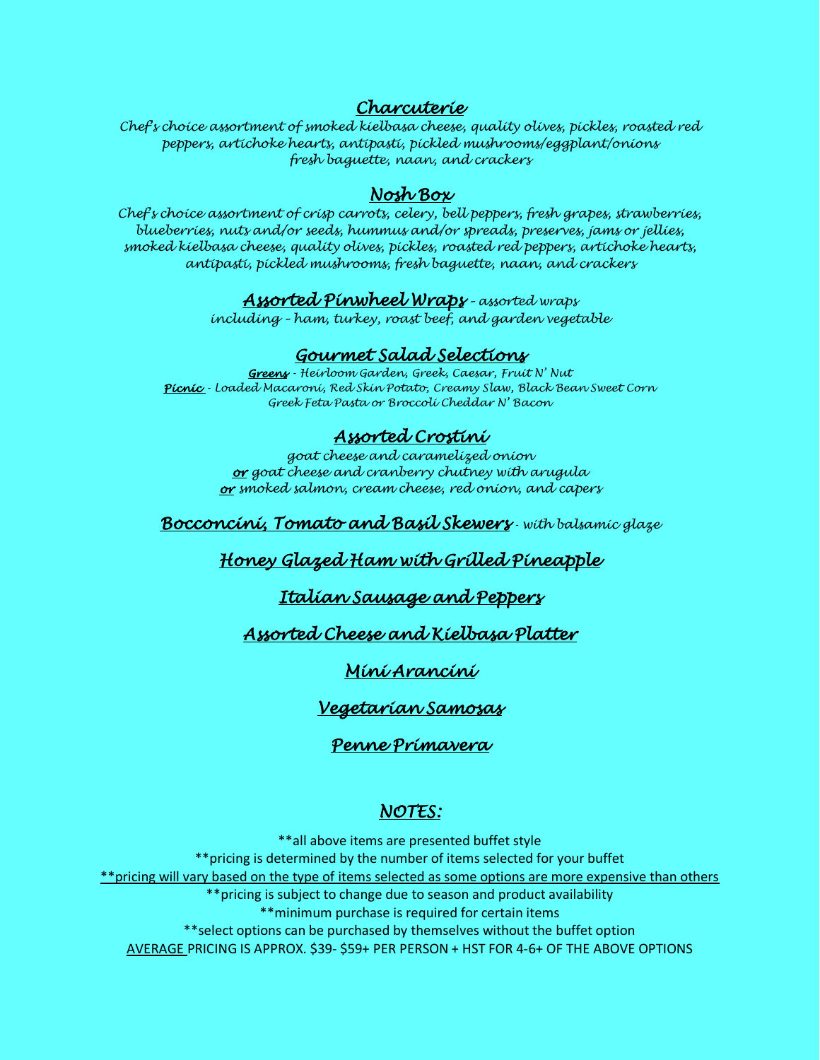## *Charcuterie*

*Chef's choice assortment of smoked kielbasa cheese, quality olives, pickles, roasted red peppers, artichoke hearts, antipasti, pickled mushrooms/eggplant/onions fresh baguette, naan, and crackers*

## *Nosh Box*

*Chef's choice assortment of crisp carrots, celery, bell peppers, fresh grapes, strawberries, blueberries, nuts and/or seeds, hummus and/or spreads, preserves, jams or jellies, smoked kielbasa cheese, quality olives, pickles, roasted red peppers, artichoke hearts, antipasti, pickled mushrooms, fresh baguette, naan, and crackers*

## *Assorted Pinwheel Wraps* – *assorted wraps including – ham, turkey, roast beef, and garden vegetable*

## *Gourmet Salad Selections*

***Greens*** *- Heirloom Garden, Greek, Caesar, Fruit N' Nut*
***Picnic*** *- Loaded Macaroni, Red Skin Potato, Creamy Slaw, Black Bean Sweet Corn Greek Feta Pasta or Broccoli Cheddar N' Bacon*

## *Assorted Crostini*

*goat cheese and caramelized onion*
***or*** *goat cheese and cranberry chutney with arugula*
***or*** *smoked salmon, cream cheese, red onion, and capers*

## *Bocconcini, Tomato and Basil Skewers* - *with balsamic glaze*

## *Honey Glazed Ham with Grilled Pineapple*

## *Italian Sausage and Peppers*

## *Assorted Cheese and Kielbasa Platter*

## *Mini Arancini*

## *Vegetarian Samosas*

## *Penne Primavera*

## *NOTES:*

**all above items are presented buffet style
**pricing is determined by the number of items selected for your buffet
**pricing will vary based on the type of items selected as some options are more expensive than others
**pricing is subject to change due to season and product availability
**minimum purchase is required for certain items
**select options can be purchased by themselves without the buffet option
AVERAGE PRICING IS APPROX. $39- $59+ PER PERSON + HST FOR 4-6+ OF THE ABOVE OPTIONS